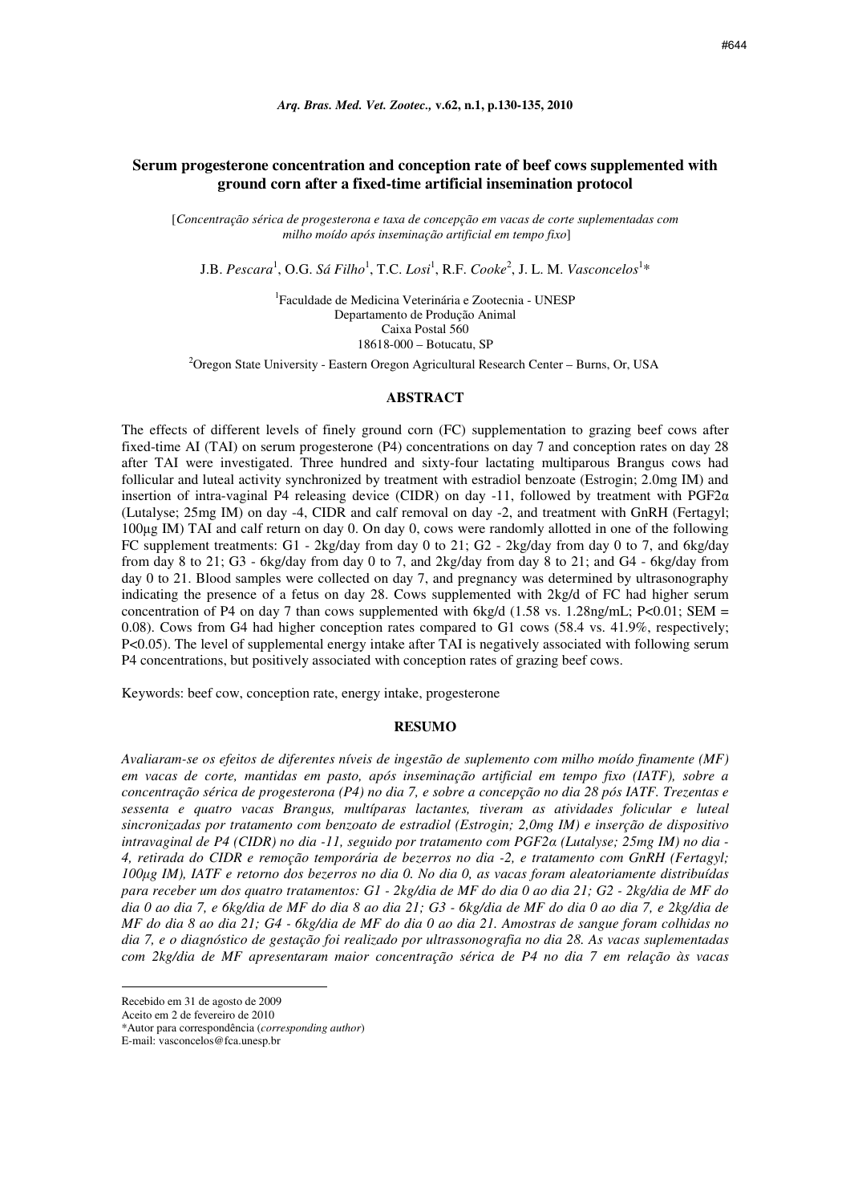# Serum progesterone concentration and conception rate of beef cows supplemented with ground corn after a fixed-time artificial insemination protocol

[*Concentração sérica de progesterona e taxa de concepção em vacas de corte suplementadas com milho moído após inseminação artificial em tempo fixo*]

J.B. *Pescara*[1], O.G. *Sá Filho*[1], T.C. *Losi*[1], R.F. *Cooke*[2], J. L. M. *Vasconcelos*[1]*

[1]Faculdade de Medicina Veterinária e Zootecnia - UNESP
Departamento de Produção Animal
Caixa Postal 560
18618-000 – Botucatu, SP

[2]Oregon State University - Eastern Oregon Agricultural Research Center – Burns, Or, USA

## ABSTRACT

The effects of different levels of finely ground corn (FC) supplementation to grazing beef cows after fixed-time AI (TAI) on serum progesterone (P4) concentrations on day 7 and conception rates on day 28 after TAI were investigated. Three hundred and sixty-four lactating multiparous Brangus cows had follicular and luteal activity synchronized by treatment with estradiol benzoate (Estrogin; 2.0mg IM) and insertion of intra-vaginal P4 releasing device (CIDR) on day -11, followed by treatment with PGF2α (Lutalyse; 25mg IM) on day -4, CIDR and calf removal on day -2, and treatment with GnRH (Fertagyl; 100µg IM) TAI and calf return on day 0. On day 0, cows were randomly allotted in one of the following FC supplement treatments: G1 - 2kg/day from day 0 to 21; G2 - 2kg/day from day 0 to 7, and 6kg/day from day 8 to 21; G3 - 6kg/day from day 0 to 7, and 2kg/day from day 8 to 21; and G4 - 6kg/day from day 0 to 21. Blood samples were collected on day 7, and pregnancy was determined by ultrasonography indicating the presence of a fetus on day 28. Cows supplemented with 2kg/d of FC had higher serum concentration of P4 on day 7 than cows supplemented with 6kg/d (1.58 vs. 1.28ng/mL; $P<0.01$; SEM = 0.08). Cows from G4 had higher conception rates compared to G1 cows (58.4 vs. 41.9%, respectively; $P<0.05$). The level of supplemental energy intake after TAI is negatively associated with following serum P4 concentrations, but positively associated with conception rates of grazing beef cows.

Keywords: beef cow, conception rate, energy intake, progesterone

## RESUMO

*Avaliaram-se os efeitos de diferentes níveis de ingestão de suplemento com milho moído finamente (MF) em vacas de corte, mantidas em pasto, após inseminação artificial em tempo fixo (IATF), sobre a concentração sérica de progesterona (P4) no dia 7, e sobre a concepção no dia 28 pós IATF. Trezentas e sessenta e quatro vacas Brangus, multíparas lactantes, tiveram as atividades folicular e luteal sincronizadas por tratamento com benzoato de estradiol (Estrogin; 2,0mg IM) e inserção de dispositivo intravaginal de P4 (CIDR) no dia -11, seguido por tratamento com PGF2α (Lutalyse; 25mg IM) no dia -4, retirada do CIDR e remoção temporária de bezerros no dia -2, e tratamento com GnRH (Fertagyl; 100µg IM), IATF e retorno dos bezerros no dia 0. No dia 0, as vacas foram aleatoriamente distribuídas para receber um dos quatro tratamentos: G1 - 2kg/dia de MF do dia 0 ao dia 21; G2 - 2kg/dia de MF do dia 0 ao dia 7, e 6kg/dia de MF do dia 8 ao dia 21; G3 - 6kg/dia de MF do dia 0 ao dia 7, e 2kg/dia de MF do dia 8 ao dia 21; G4 - 6kg/dia de MF do dia 0 ao dia 21. Amostras de sangue foram colhidas no dia 7, e o diagnóstico de gestação foi realizado por ultrassonografia no dia 28. As vacas suplementadas com 2kg/dia de MF apresentaram maior concentração sérica de P4 no dia 7 em relação às vacas*

---

Recebido em 31 de agosto de 2009
Aceito em 2 de fevereiro de 2010
*Autor para correspondência (*corresponding author*)
E-mail: vasconcelos@fca.unesp.br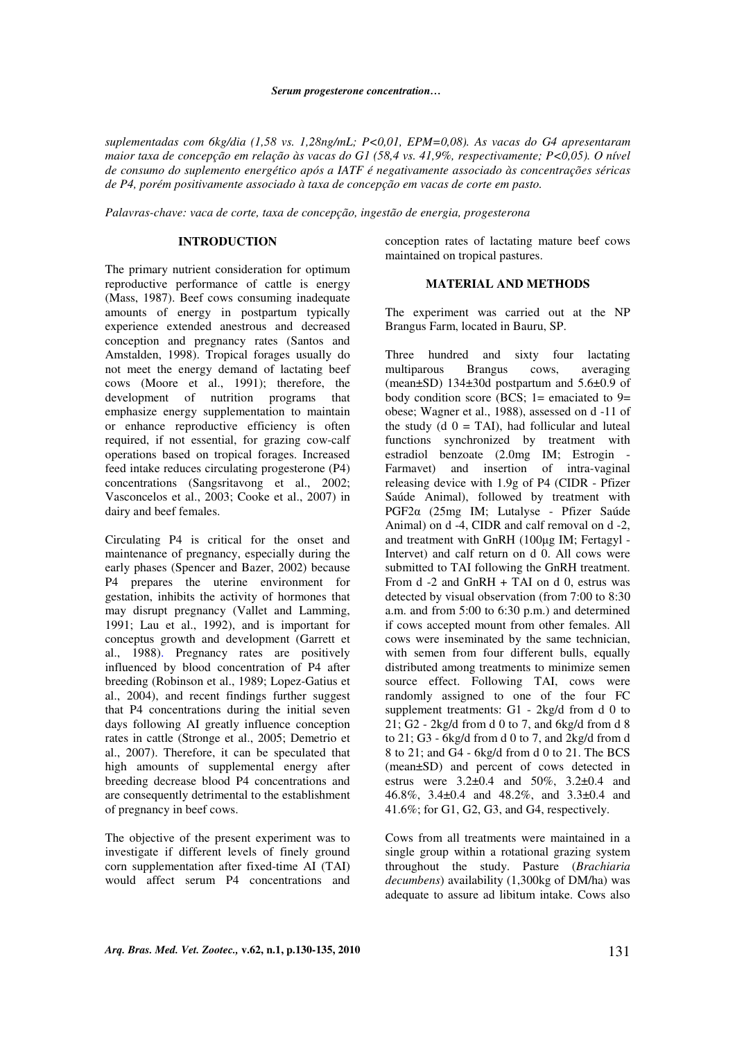*suplementadas com 6kg/dia (1,58 vs. 1,28ng/mL; P<0,01, EPM=0,08). As vacas do G4 apresentaram maior taxa de concepção em relação às vacas do G1 (58,4 vs. 41,9%, respectivamente; P<0,05). O nível de consumo do suplemento energético após a IATF é negativamente associado às concentrações séricas de P4, porém positivamente associado à taxa de concepção em vacas de corte em pasto.*

*Palavras-chave: vaca de corte, taxa de concepção, ingestão de energia, progesterona*

## INTRODUCTION

The primary nutrient consideration for optimum reproductive performance of cattle is energy (Mass, 1987). Beef cows consuming inadequate amounts of energy in postpartum typically experience extended anestrous and decreased conception and pregnancy rates (Santos and Amstalden, 1998). Tropical forages usually do not meet the energy demand of lactating beef cows (Moore et al., 1991); therefore, the development of nutrition programs that emphasize energy supplementation to maintain or enhance reproductive efficiency is often required, if not essential, for grazing cow-calf operations based on tropical forages. Increased feed intake reduces circulating progesterone (P4) concentrations (Sangsritavong et al., 2002; Vasconcelos et al., 2003; Cooke et al., 2007) in dairy and beef females.

Circulating P4 is critical for the onset and maintenance of pregnancy, especially during the early phases (Spencer and Bazer, 2002) because P4 prepares the uterine environment for gestation, inhibits the activity of hormones that may disrupt pregnancy (Vallet and Lamming, 1991; Lau et al., 1992), and is important for conceptus growth and development (Garrett et al., 1988). Pregnancy rates are positively influenced by blood concentration of P4 after breeding (Robinson et al., 1989; Lopez-Gatius et al., 2004), and recent findings further suggest that P4 concentrations during the initial seven days following AI greatly influence conception rates in cattle (Stronge et al., 2005; Demetrio et al., 2007). Therefore, it can be speculated that high amounts of supplemental energy after breeding decrease blood P4 concentrations and are consequently detrimental to the establishment of pregnancy in beef cows.

The objective of the present experiment was to investigate if different levels of finely ground corn supplementation after fixed-time AI (TAI) would affect serum P4 concentrations and conception rates of lactating mature beef cows maintained on tropical pastures.

## MATERIAL AND METHODS

The experiment was carried out at the NP Brangus Farm, located in Bauru, SP.

Three hundred and sixty four lactating multiparous Brangus cows, averaging (mean±SD) 134±30d postpartum and 5.6±0.9 of body condition score (BCS; 1= emaciated to 9= obese; Wagner et al., 1988), assessed on d -11 of the study (d 0 = TAI), had follicular and luteal functions synchronized by treatment with estradiol benzoate (2.0mg IM; Estrogin - Farmavet) and insertion of intra-vaginal releasing device with 1.9g of P4 (CIDR - Pfizer Saúde Animal), followed by treatment with PGF2α (25mg IM; Lutalyse - Pfizer Saúde Animal) on d -4, CIDR and calf removal on d -2, and treatment with GnRH (100μg IM; Fertagyl - Intervet) and calf return on d 0. All cows were submitted to TAI following the GnRH treatment. From d -2 and GnRH + TAI on d 0, estrus was detected by visual observation (from 7:00 to 8:30 a.m. and from 5:00 to 6:30 p.m.) and determined if cows accepted mount from other females. All cows were inseminated by the same technician, with semen from four different bulls, equally distributed among treatments to minimize semen source effect. Following TAI, cows were randomly assigned to one of the four FC supplement treatments: G1 - 2kg/d from d 0 to 21; G2 - 2kg/d from d 0 to 7, and 6kg/d from d 8 to 21; G3 - 6kg/d from d 0 to 7, and 2kg/d from d 8 to 21; and G4 - 6kg/d from d 0 to 21. The BCS (mean±SD) and percent of cows detected in estrus were 3.2±0.4 and 50%, 3.2±0.4 and 46.8%, 3.4±0.4 and 48.2%, and 3.3±0.4 and 41.6%; for G1, G2, G3, and G4, respectively.

Cows from all treatments were maintained in a single group within a rotational grazing system throughout the study. Pasture (*Brachiaria decumbens*) availability (1,300kg of DM/ha) was adequate to assure ad libitum intake. Cows also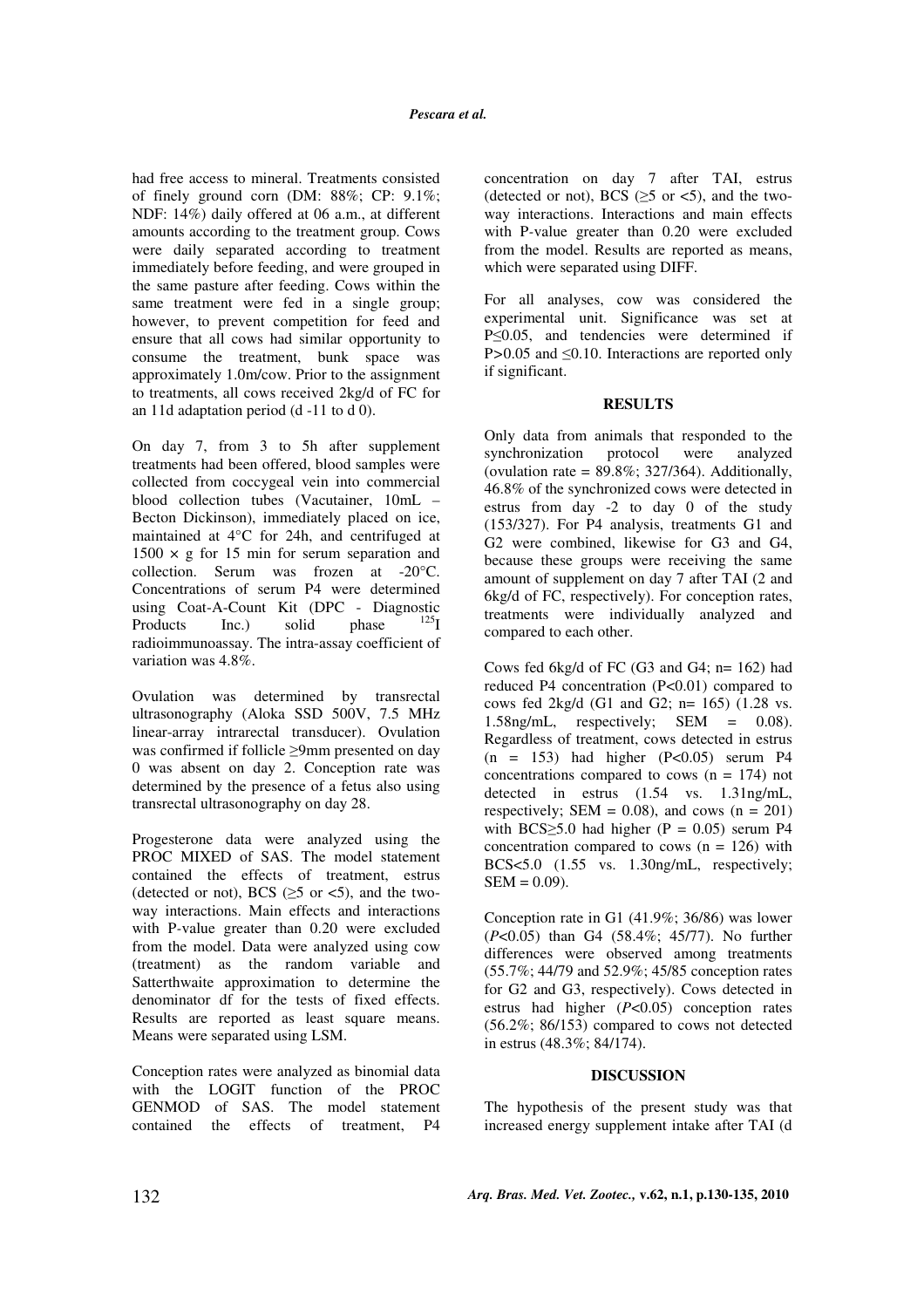had free access to mineral. Treatments consisted of finely ground corn (DM: 88%; CP: 9.1%; NDF: 14%) daily offered at 06 a.m., at different amounts according to the treatment group. Cows were daily separated according to treatment immediately before feeding, and were grouped in the same pasture after feeding. Cows within the same treatment were fed in a single group; however, to prevent competition for feed and ensure that all cows had similar opportunity to consume the treatment, bunk space was approximately 1.0m/cow. Prior to the assignment to treatments, all cows received 2kg/d of FC for an 11d adaptation period (d -11 to d 0).

On day 7, from 3 to 5h after supplement treatments had been offered, blood samples were collected from coccygeal vein into commercial blood collection tubes (Vacutainer, 10mL – Becton Dickinson), immediately placed on ice, maintained at 4°C for 24h, and centrifuged at $1500 \times g$ for 15 min for serum separation and collection. Serum was frozen at -20°C. Concentrations of serum P4 were determined using Coat-A-Count Kit (DPC - Diagnostic Products Inc.) solid phase $^{125}I$ radioimmunoassay. The intra-assay coefficient of variation was 4.8%.

Ovulation was determined by transrectal ultrasonography (Aloka SSD 500V, 7.5 MHz linear-array intrarectal transducer). Ovulation was confirmed if follicle ≥9mm presented on day 0 was absent on day 2. Conception rate was determined by the presence of a fetus also using transrectal ultrasonography on day 28.

Progesterone data were analyzed using the PROC MIXED of SAS. The model statement contained the effects of treatment, estrus (detected or not), BCS (≥5 or <5), and the two-way interactions. Main effects and interactions with P-value greater than 0.20 were excluded from the model. Data were analyzed using cow (treatment) as the random variable and Satterthwaite approximation to determine the denominator df for the tests of fixed effects. Results are reported as least square means. Means were separated using LSM.

Conception rates were analyzed as binomial data with the LOGIT function of the PROC GENMOD of SAS. The model statement contained the effects of treatment, P4 concentration on day 7 after TAI, estrus (detected or not), BCS (≥5 or <5), and the two-way interactions. Interactions and main effects with P-value greater than 0.20 were excluded from the model. Results are reported as means, which were separated using DIFF.

For all analyses, cow was considered the experimental unit. Significance was set at $P \leq 0.05$, and tendencies were determined if $P > 0.05$ and $\leq 0.10$. Interactions are reported only if significant.

## RESULTS

Only data from animals that responded to the synchronization protocol were analyzed (ovulation rate = 89.8%; 327/364). Additionally, 46.8% of the synchronized cows were detected in estrus from day -2 to day 0 of the study (153/327). For P4 analysis, treatments G1 and G2 were combined, likewise for G3 and G4, because these groups were receiving the same amount of supplement on day 7 after TAI (2 and 6kg/d of FC, respectively). For conception rates, treatments were individually analyzed and compared to each other.

Cows fed 6kg/d of FC (G3 and G4; n= 162) had reduced P4 concentration ($P<0.01$) compared to cows fed 2kg/d (G1 and G2; n= 165) (1.28 vs. 1.58ng/mL, respectively; SEM = 0.08). Regardless of treatment, cows detected in estrus (n = 153) had higher ($P<0.05$) serum P4 concentrations compared to cows (n = 174) not detected in estrus (1.54 vs. 1.31ng/mL, respectively; SEM = 0.08), and cows (n = 201) with BCS≥5.0 had higher (P = 0.05) serum P4 concentration compared to cows (n = 126) with BCS<5.0 (1.55 vs. 1.30ng/mL, respectively; SEM = 0.09).

Conception rate in G1 (41.9%; 36/86) was lower (*P*<0.05) than G4 (58.4%; 45/77). No further differences were observed among treatments (55.7%; 44/79 and 52.9%; 45/85 conception rates for G2 and G3, respectively). Cows detected in estrus had higher (*P*<0.05) conception rates (56.2%; 86/153) compared to cows not detected in estrus (48.3%; 84/174).

## DISCUSSION

The hypothesis of the present study was that increased energy supplement intake after TAI (d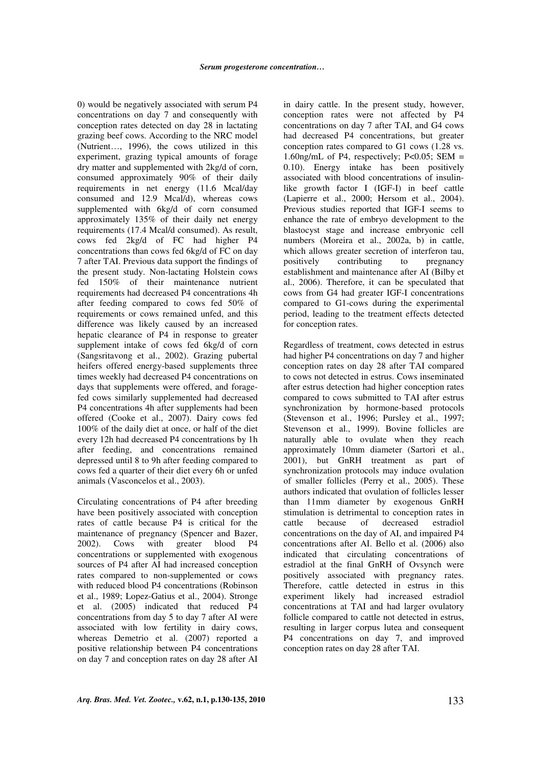0) would be negatively associated with serum P4 concentrations on day 7 and consequently with conception rates detected on day 28 in lactating grazing beef cows. According to the NRC model (Nutrient…, 1996), the cows utilized in this experiment, grazing typical amounts of forage dry matter and supplemented with 2kg/d of corn, consumed approximately 90% of their daily requirements in net energy (11.6 Mcal/day consumed and 12.9 Mcal/d), whereas cows supplemented with 6kg/d of corn consumed approximately 135% of their daily net energy requirements (17.4 Mcal/d consumed). As result, cows fed 2kg/d of FC had higher P4 concentrations than cows fed 6kg/d of FC on day 7 after TAI. Previous data support the findings of the present study. Non-lactating Holstein cows fed 150% of their maintenance nutrient requirements had decreased P4 concentrations 4h after feeding compared to cows fed 50% of requirements or cows remained unfed, and this difference was likely caused by an increased hepatic clearance of P4 in response to greater supplement intake of cows fed 6kg/d of corn (Sangsritavong et al., 2002). Grazing pubertal heifers offered energy-based supplements three times weekly had decreased P4 concentrations on days that supplements were offered, and forage-fed cows similarly supplemented had decreased P4 concentrations 4h after supplements had been offered (Cooke et al., 2007). Dairy cows fed 100% of the daily diet at once, or half of the diet every 12h had decreased P4 concentrations by 1h after feeding, and concentrations remained depressed until 8 to 9h after feeding compared to cows fed a quarter of their diet every 6h or unfed animals (Vasconcelos et al., 2003).

Circulating concentrations of P4 after breeding have been positively associated with conception rates of cattle because P4 is critical for the maintenance of pregnancy (Spencer and Bazer, 2002). Cows with greater blood P4 concentrations or supplemented with exogenous sources of P4 after AI had increased conception rates compared to non-supplemented or cows with reduced blood P4 concentrations (Robinson et al., 1989; Lopez-Gatius et al., 2004). Stronge et al. (2005) indicated that reduced P4 concentrations from day 5 to day 7 after AI were associated with low fertility in dairy cows, whereas Demetrio et al. (2007) reported a positive relationship between P4 concentrations on day 7 and conception rates on day 28 after AI in dairy cattle. In the present study, however, conception rates were not affected by P4 concentrations on day 7 after TAI, and G4 cows had decreased P4 concentrations, but greater conception rates compared to G1 cows (1.28 vs. 1.60ng/mL of P4, respectively; $P<0.05$; SEM = 0.10). Energy intake has been positively associated with blood concentrations of insulin-like growth factor I (IGF-I) in beef cattle (Lapierre et al., 2000; Hersom et al., 2004). Previous studies reported that IGF-I seems to enhance the rate of embryo development to the blastocyst stage and increase embryonic cell numbers (Moreira et al., 2002a, b) in cattle, which allows greater secretion of interferon tau, positively contributing to pregnancy establishment and maintenance after AI (Bilby et al., 2006). Therefore, it can be speculated that cows from G4 had greater IGF-I concentrations compared to G1-cows during the experimental period, leading to the treatment effects detected for conception rates.

Regardless of treatment, cows detected in estrus had higher P4 concentrations on day 7 and higher conception rates on day 28 after TAI compared to cows not detected in estrus. Cows inseminated after estrus detection had higher conception rates compared to cows submitted to TAI after estrus synchronization by hormone-based protocols (Stevenson et al., 1996; Pursley et al., 1997; Stevenson et al., 1999). Bovine follicles are naturally able to ovulate when they reach approximately 10mm diameter (Sartori et al., 2001), but GnRH treatment as part of synchronization protocols may induce ovulation of smaller follicles (Perry et al., 2005). These authors indicated that ovulation of follicles lesser than 11mm diameter by exogenous GnRH stimulation is detrimental to conception rates in cattle because of decreased estradiol concentrations on the day of AI, and impaired P4 concentrations after AI. Bello et al. (2006) also indicated that circulating concentrations of estradiol at the final GnRH of Ovsynch were positively associated with pregnancy rates. Therefore, cattle detected in estrus in this experiment likely had increased estradiol concentrations at TAI and had larger ovulatory follicle compared to cattle not detected in estrus, resulting in larger corpus lutea and consequent P4 concentrations on day 7, and improved conception rates on day 28 after TAI.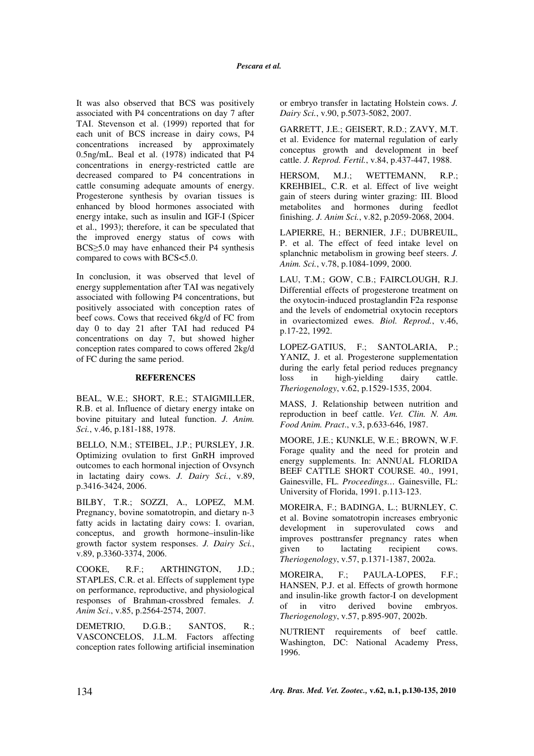It was also observed that BCS was positively associated with P4 concentrations on day 7 after TAI. Stevenson et al. (1999) reported that for each unit of BCS increase in dairy cows, P4 concentrations increased by approximately 0.5ng/mL. Beal et al. (1978) indicated that P4 concentrations in energy-restricted cattle are decreased compared to P4 concentrations in cattle consuming adequate amounts of energy. Progesterone synthesis by ovarian tissues is enhanced by blood hormones associated with energy intake, such as insulin and IGF-I (Spicer et al., 1993); therefore, it can be speculated that the improved energy status of cows with BCS≥5.0 may have enhanced their P4 synthesis compared to cows with BCS<5.0.

In conclusion, it was observed that level of energy supplementation after TAI was negatively associated with following P4 concentrations, but positively associated with conception rates of beef cows. Cows that received 6kg/d of FC from day 0 to day 21 after TAI had reduced P4 concentrations on day 7, but showed higher conception rates compared to cows offered 2kg/d of FC during the same period.

## REFERENCES

BEAL, W.E.; SHORT, R.E.; STAIGMILLER, R.B. et al. Influence of dietary energy intake on bovine pituitary and luteal function. *J. Anim. Sci.*, v.46, p.181-188, 1978.

BELLO, N.M.; STEIBEL, J.P.; PURSLEY, J.R. Optimizing ovulation to first GnRH improved outcomes to each hormonal injection of Ovsynch in lactating dairy cows. *J. Dairy Sci.*, v.89, p.3416-3424, 2006.

BILBY, T.R.; SOZZI, A., LOPEZ, M.M. Pregnancy, bovine somatotropin, and dietary n-3 fatty acids in lactating dairy cows: I. ovarian, conceptus, and growth hormone–insulin-like growth factor system responses. *J. Dairy Sci.*, v.89, p.3360-3374, 2006.

COOKE, R.F.; ARTHINGTON, J.D.; STAPLES, C.R. et al. Effects of supplement type on performance, reproductive, and physiological responses of Brahman-crossbred females. *J. Anim Sci*., v.85, p.2564-2574, 2007.

DEMETRIO, D.G.B.; SANTOS, R.; VASCONCELOS, J.L.M. Factors affecting conception rates following artificial insemination or embryo transfer in lactating Holstein cows. *J. Dairy Sci.*, v.90, p.5073-5082, 2007.

GARRETT, J.E.; GEISERT, R.D.; ZAVY, M.T. et al. Evidence for maternal regulation of early conceptus growth and development in beef cattle. *J. Reprod. Fertil.*, v.84, p.437-447, 1988.

HERSOM, M.J.; WETTEMANN, R.P.; KREHBIEL, C.R. et al. Effect of live weight gain of steers during winter grazing: III. Blood metabolites and hormones during feedlot finishing. *J. Anim Sci.*, v.82, p.2059-2068, 2004.

LAPIERRE, H.; BERNIER, J.F.; DUBREUIL, P. et al. The effect of feed intake level on splanchnic metabolism in growing beef steers. *J. Anim. Sci.*, v.78, p.1084-1099, 2000.

LAU, T.M.; GOW, C.B.; FAIRCLOUGH, R.J. Differential effects of progesterone treatment on the oxytocin-induced prostaglandin F2a response and the levels of endometrial oxytocin receptors in ovariectomized ewes. *Biol. Reprod.*, v.46, p.17-22, 1992.

LOPEZ-GATIUS, F.; SANTOLARIA, P.; YANIZ, J. et al. Progesterone supplementation during the early fetal period reduces pregnancy loss in high-yielding dairy cattle. *Theriogenology*, v.62, p.1529-1535, 2004.

MASS, J. Relationship between nutrition and reproduction in beef cattle. *Vet. Clin. N. Am. Food Anim. Pract*., v.3, p.633-646, 1987.

MOORE, J.E.; KUNKLE, W.E.; BROWN, W.F. Forage quality and the need for protein and energy supplements. In: ANNUAL FLORIDA BEEF CATTLE SHORT COURSE. 40., 1991, Gainesville, FL. *Proceedings...* Gainesville, FL: University of Florida, 1991. p.113-123.

MOREIRA, F.; BADINGA, L.; BURNLEY, C. et al. Bovine somatotropin increases embryonic development in superovulated cows and improves posttransfer pregnancy rates when given to lactating recipient cows. *Theriogenology*, v.57, p.1371-1387, 2002a.

MOREIRA, F.; PAULA-LOPES, F.F.; HANSEN, P.J. et al. Effects of growth hormone and insulin-like growth factor-I on development of in vitro derived bovine embryos. *Theriogenology*, v.57, p.895-907, 2002b.

NUTRIENT requirements of beef cattle. Washington, DC: National Academy Press, 1996.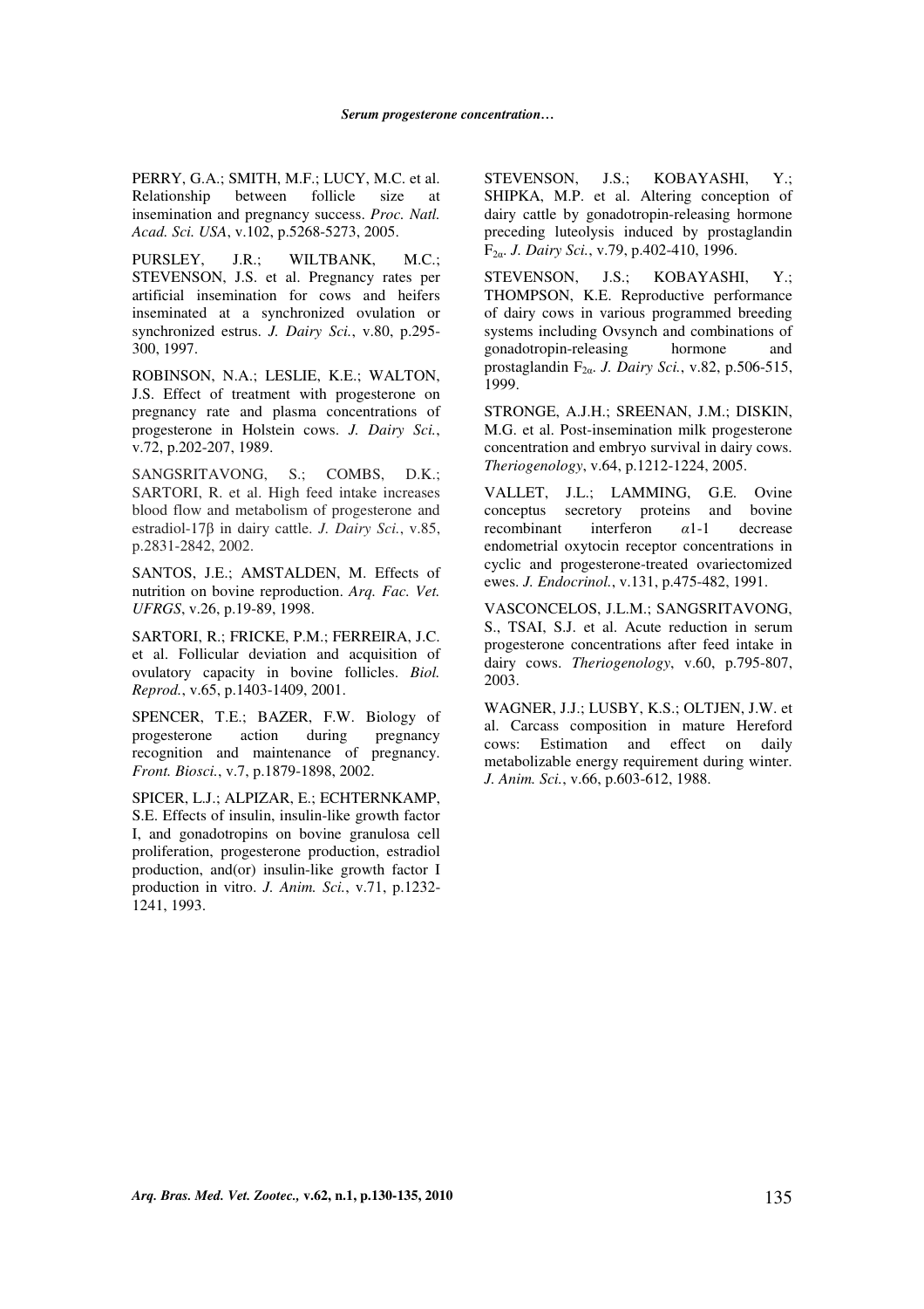PERRY, G.A.; SMITH, M.F.; LUCY, M.C. et al. Relationship between follicle size at insemination and pregnancy success. *Proc. Natl. Acad. Sci. USA*, v.102, p.5268-5273, 2005.

PURSLEY, J.R.; WILTBANK, M.C.; STEVENSON, J.S. et al. Pregnancy rates per artificial insemination for cows and heifers inseminated at a synchronized ovulation or synchronized estrus. *J. Dairy Sci.*, v.80, p.295-300, 1997.

ROBINSON, N.A.; LESLIE, K.E.; WALTON, J.S. Effect of treatment with progesterone on pregnancy rate and plasma concentrations of progesterone in Holstein cows. *J. Dairy Sci.*, v.72, p.202-207, 1989.

SANGSRITAVONG, S.; COMBS, D.K.; SARTORI, R. et al. High feed intake increases blood flow and metabolism of progesterone and estradiol-17β in dairy cattle. *J. Dairy Sci.*, v.85, p.2831-2842, 2002.

SANTOS, J.E.; AMSTALDEN, M. Effects of nutrition on bovine reproduction. *Arq. Fac. Vet. UFRGS*, v.26, p.19-89, 1998.

SARTORI, R.; FRICKE, P.M.; FERREIRA, J.C. et al. Follicular deviation and acquisition of ovulatory capacity in bovine follicles. *Biol. Reprod.*, v.65, p.1403-1409, 2001.

SPENCER, T.E.; BAZER, F.W. Biology of progesterone action during pregnancy recognition and maintenance of pregnancy. *Front. Biosci.*, v.7, p.1879-1898, 2002.

SPICER, L.J.; ALPIZAR, E.; ECHTERNKAMP, S.E. Effects of insulin, insulin-like growth factor I, and gonadotropins on bovine granulosa cell proliferation, progesterone production, estradiol production, and(or) insulin-like growth factor I production in vitro. *J. Anim. Sci.*, v.71, p.1232-1241, 1993.

STEVENSON, J.S.; KOBAYASHI, Y.; SHIPKA, M.P. et al. Altering conception of dairy cattle by gonadotropin-releasing hormone preceding luteolysis induced by prostaglandin $F_{2\alpha}$. *J. Dairy Sci.*, v.79, p.402-410, 1996.

STEVENSON, J.S.; KOBAYASHI, Y.; THOMPSON, K.E. Reproductive performance of dairy cows in various programmed breeding systems including Ovsynch and combinations of gonadotropin-releasing hormone and prostaglandin $F_{2\alpha}$. *J. Dairy Sci.*, v.82, p.506-515, 1999.

STRONGE, A.J.H.; SREENAN, J.M.; DISKIN, M.G. et al. Post-insemination milk progesterone concentration and embryo survival in dairy cows. *Theriogenology*, v.64, p.1212-1224, 2005.

VALLET, J.L.; LAMMING, G.E. Ovine conceptus secretory proteins and bovine recombinant interferon α1-1 decrease endometrial oxytocin receptor concentrations in cyclic and progesterone-treated ovariectomized ewes. *J. Endocrinol.*, v.131, p.475-482, 1991.

VASCONCELOS, J.L.M.; SANGSRITAVONG, S., TSAI, S.J. et al. Acute reduction in serum progesterone concentrations after feed intake in dairy cows. *Theriogenology*, v.60, p.795-807, 2003.

WAGNER, J.J.; LUSBY, K.S.; OLTJEN, J.W. et al. Carcass composition in mature Hereford cows: Estimation and effect on daily metabolizable energy requirement during winter. *J. Anim. Sci.*, v.66, p.603-612, 1988.